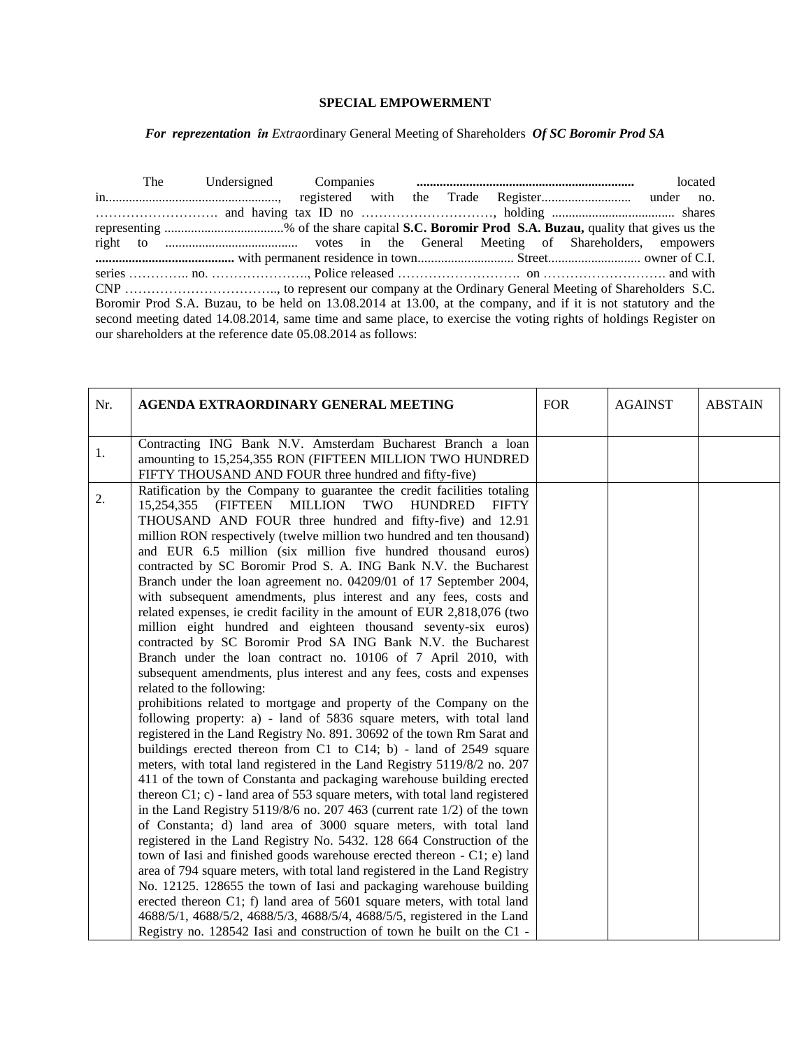**SPECIAL EMPOWERMENT**

***For reprezentation în Extraordinary General Meeting of Shareholders Of SC Boromir Prod SA***

The Undersigned Companies **.................................................................** located in...................................................., registered with the Trade Register........................... under no. ………………………. and having tax ID no …………………………, holding ..................................... shares representing ....................................% of the share capital **S.C. Boromir Prod S.A. Buzau,** quality that gives us the right to ........................................ votes in the General Meeting of Shareholders, empowers **.........................................** with permanent residence in town............................. Street............................ owner of C.I. series ………….. no. …………………., Police released ………………………. on ………………………. and with CNP …………………………….., to represent our company at the Ordinary General Meeting of Shareholders S.C. Boromir Prod S.A. Buzau, to be held on 13.08.2014 at 13.00, at the company, and if it is not statutory and the second meeting dated 14.08.2014, same time and same place, to exercise the voting rights of holdings Register on our shareholders at the reference date 05.08.2014 as follows:

| Nr. | **AGENDA EXTRAORDINARY GENERAL MEETING** | FOR | AGAINST | ABSTAIN |
|---|---|---|---|---|
| 1. | Contracting ING Bank N.V. Amsterdam Bucharest Branch a loan amounting to 15,254,355 RON (FIFTEEN MILLION TWO HUNDRED FIFTY THOUSAND AND FOUR three hundred and fifty-five) | | | |
| 2. | Ratification by the Company to guarantee the credit facilities totaling 15,254,355 (FIFTEEN MILLION TWO HUNDRED FIFTY THOUSAND AND FOUR three hundred and fifty-five) and 12.91 million RON respectively (twelve million two hundred and ten thousand) and EUR 6.5 million (six million five hundred thousand euros) contracted by SC Boromir Prod S. A. ING Bank N.V. the Bucharest Branch under the loan agreement no. 04209/01 of 17 September 2004, with subsequent amendments, plus interest and any fees, costs and related expenses, ie credit facility in the amount of EUR 2,818,076 (two million eight hundred and eighteen thousand seventy-six euros) contracted by SC Boromir Prod SA ING Bank N.V. the Bucharest Branch under the loan contract no. 10106 of 7 April 2010, with subsequent amendments, plus interest and any fees, costs and expenses related to the following:<br>prohibitions related to mortgage and property of the Company on the following property: a) - land of 5836 square meters, with total land registered in the Land Registry No. 891. 30692 of the town Rm Sarat and buildings erected thereon from C1 to C14; b) - land of 2549 square meters, with total land registered in the Land Registry 5119/8/2 no. 207 411 of the town of Constanta and packaging warehouse building erected thereon C1; c) - land area of 553 square meters, with total land registered in the Land Registry 5119/8/6 no. 207 463 (current rate 1/2) of the town of Constanta; d) land area of 3000 square meters, with total land registered in the Land Registry No. 5432. 128 664 Construction of the town of Iasi and finished goods warehouse erected thereon - C1; e) land area of 794 square meters, with total land registered in the Land Registry No. 12125. 128655 the town of Iasi and packaging warehouse building erected thereon C1; f) land area of 5601 square meters, with total land 4688/5/1, 4688/5/2, 4688/5/3, 4688/5/4, 4688/5/5, registered in the Land Registry no. 128542 Iasi and construction of town he built on the C1 - | | | |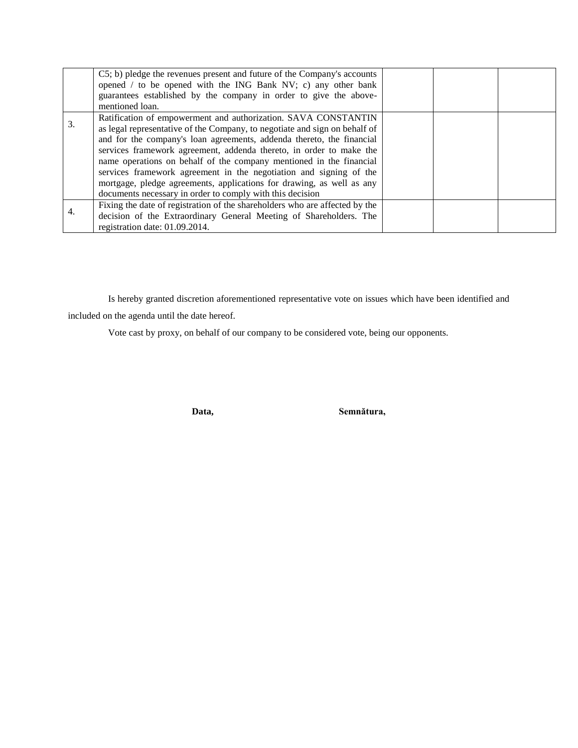| | | | | |
|---|---|---|---|---|
| | C5; b) pledge the revenues present and future of the Company's accounts opened / to be opened with the ING Bank NV; c) any other bank guarantees established by the company in order to give the above-mentioned loan. | | | |
| 3. | Ratification of empowerment and authorization. SAVA CONSTANTIN as legal representative of the Company, to negotiate and sign on behalf of and for the company's loan agreements, addenda thereto, the financial services framework agreement, addenda thereto, in order to make the name operations on behalf of the company mentioned in the financial services framework agreement in the negotiation and signing of the mortgage, pledge agreements, applications for drawing, as well as any documents necessary in order to comply with this decision | | | |
| 4. | Fixing the date of registration of the shareholders who are affected by the decision of the Extraordinary General Meeting of Shareholders. The registration date: 01.09.2014. | | | |

Is hereby granted discretion aforementioned representative vote on issues which have been identified and included on the agenda until the date hereof.

Vote cast by proxy, on behalf of our company to be considered vote, being our opponents.

**Data,** **Semnătura,**